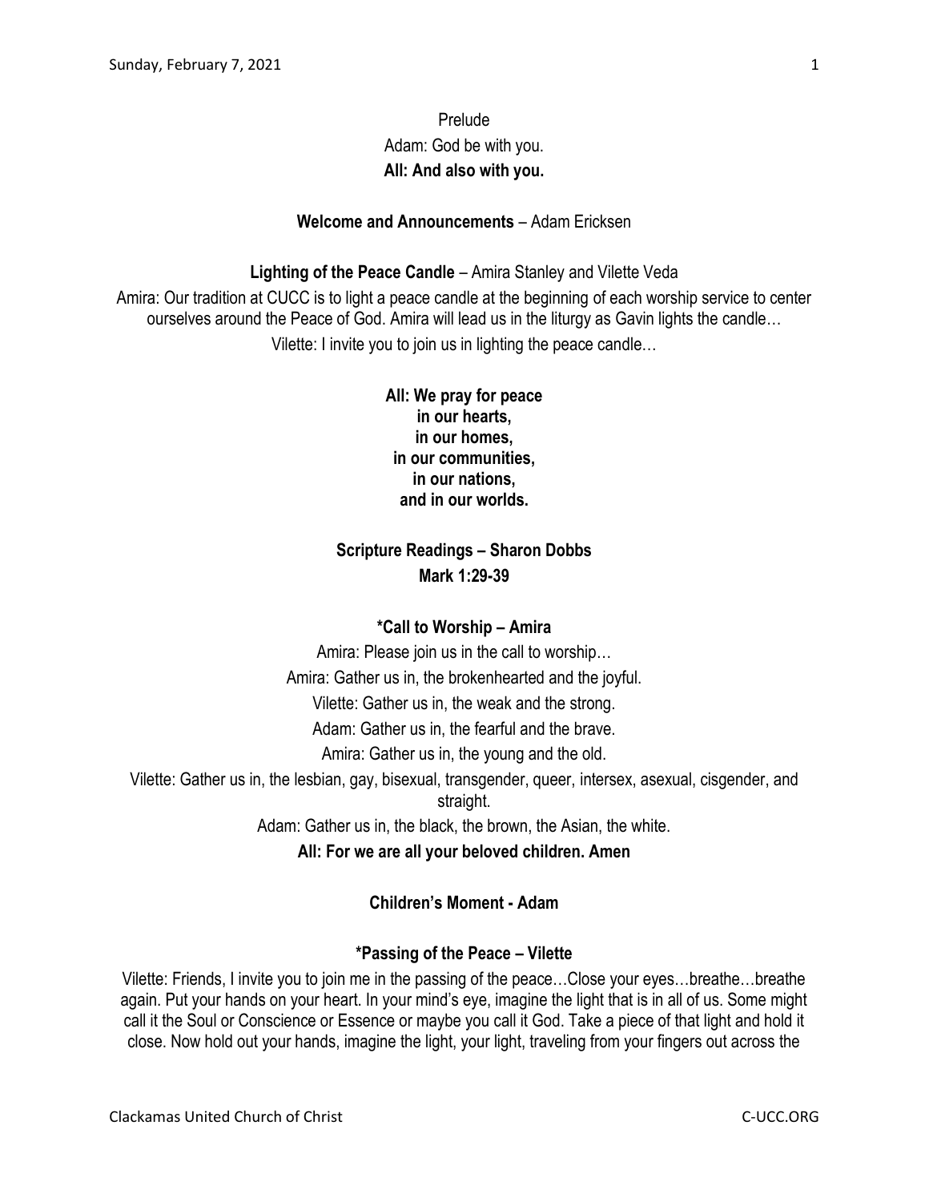Prelude

Adam: God be with you.

**All: And also with you.**

**Welcome and Announcements** – Adam Ericksen

**Lighting of the Peace Candle** – Amira Stanley and Vilette Veda

Amira: Our tradition at CUCC is to light a peace candle at the beginning of each worship service to center ourselves around the Peace of God. Amira will lead us in the liturgy as Gavin lights the candle…

Vilette: I invite you to join us in lighting the peace candle…

**All: We pray for peace**
**in our hearts,**
**in our homes,**
**in our communities,**
**in our nations,**
**and in our worlds.**

**Scripture Readings – Sharon Dobbs**
**Mark 1:29-39**

**\*Call to Worship – Amira**

Amira: Please join us in the call to worship…

Amira: Gather us in, the brokenhearted and the joyful.

Vilette: Gather us in, the weak and the strong.

Adam: Gather us in, the fearful and the brave.

Amira: Gather us in, the young and the old.

Vilette: Gather us in, the lesbian, gay, bisexual, transgender, queer, intersex, asexual, cisgender, and straight.

Adam: Gather us in, the black, the brown, the Asian, the white.

**All: For we are all your beloved children. Amen**

**Children's Moment - Adam**

**\*Passing of the Peace – Vilette**

Vilette: Friends, I invite you to join me in the passing of the peace…Close your eyes…breathe…breathe again. Put your hands on your heart. In your mind's eye, imagine the light that is in all of us. Some might call it the Soul or Conscience or Essence or maybe you call it God. Take a piece of that light and hold it close. Now hold out your hands, imagine the light, your light, traveling from your fingers out across the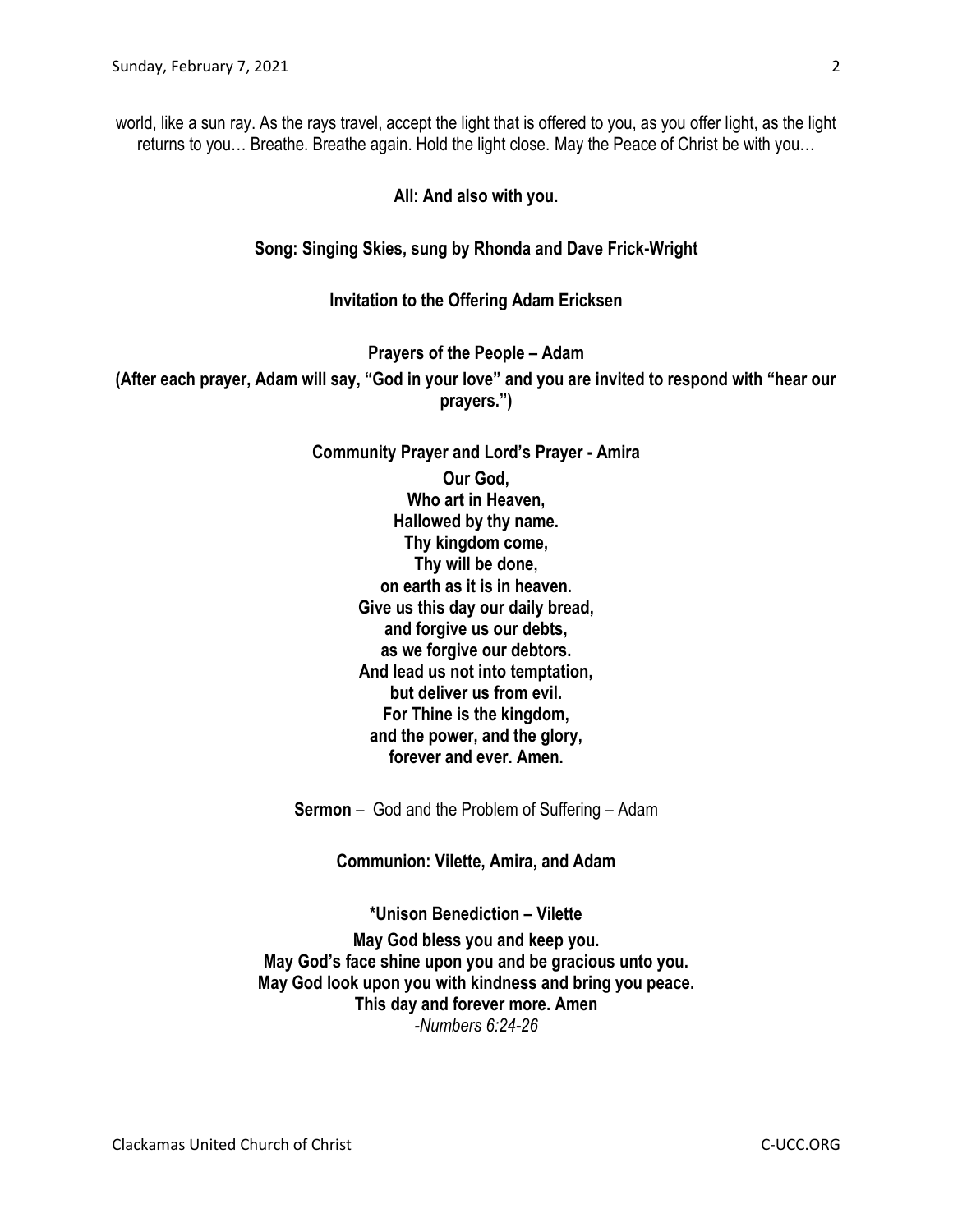world, like a sun ray. As the rays travel, accept the light that is offered to you, as you offer light, as the light returns to you… Breathe. Breathe again. Hold the light close. May the Peace of Christ be with you…

**All: And also with you.**

**Song: Singing Skies, sung by Rhonda and Dave Frick-Wright**

**Invitation to the Offering Adam Ericksen**

**Prayers of the People – Adam**

**(After each prayer, Adam will say, "God in your love" and you are invited to respond with "hear our prayers.")**

**Community Prayer and Lord's Prayer - Amira**

**Our God,**
**Who art in Heaven,**
**Hallowed by thy name.**
**Thy kingdom come,**
**Thy will be done,**
**on earth as it is in heaven.**
**Give us this day our daily bread,**
**and forgive us our debts,**
**as we forgive our debtors.**
**And lead us not into temptation,**
**but deliver us from evil.**
**For Thine is the kingdom,**
**and the power, and the glory,**
**forever and ever. Amen.**

**Sermon** – God and the Problem of Suffering – Adam

**Communion: Vilette, Amira, and Adam**

**\*Unison Benediction – Vilette**

**May God bless you and keep you.**
**May God's face shine upon you and be gracious unto you.**
**May God look upon you with kindness and bring you peace.**
**This day and forever more. Amen**
*-Numbers 6:24-26*